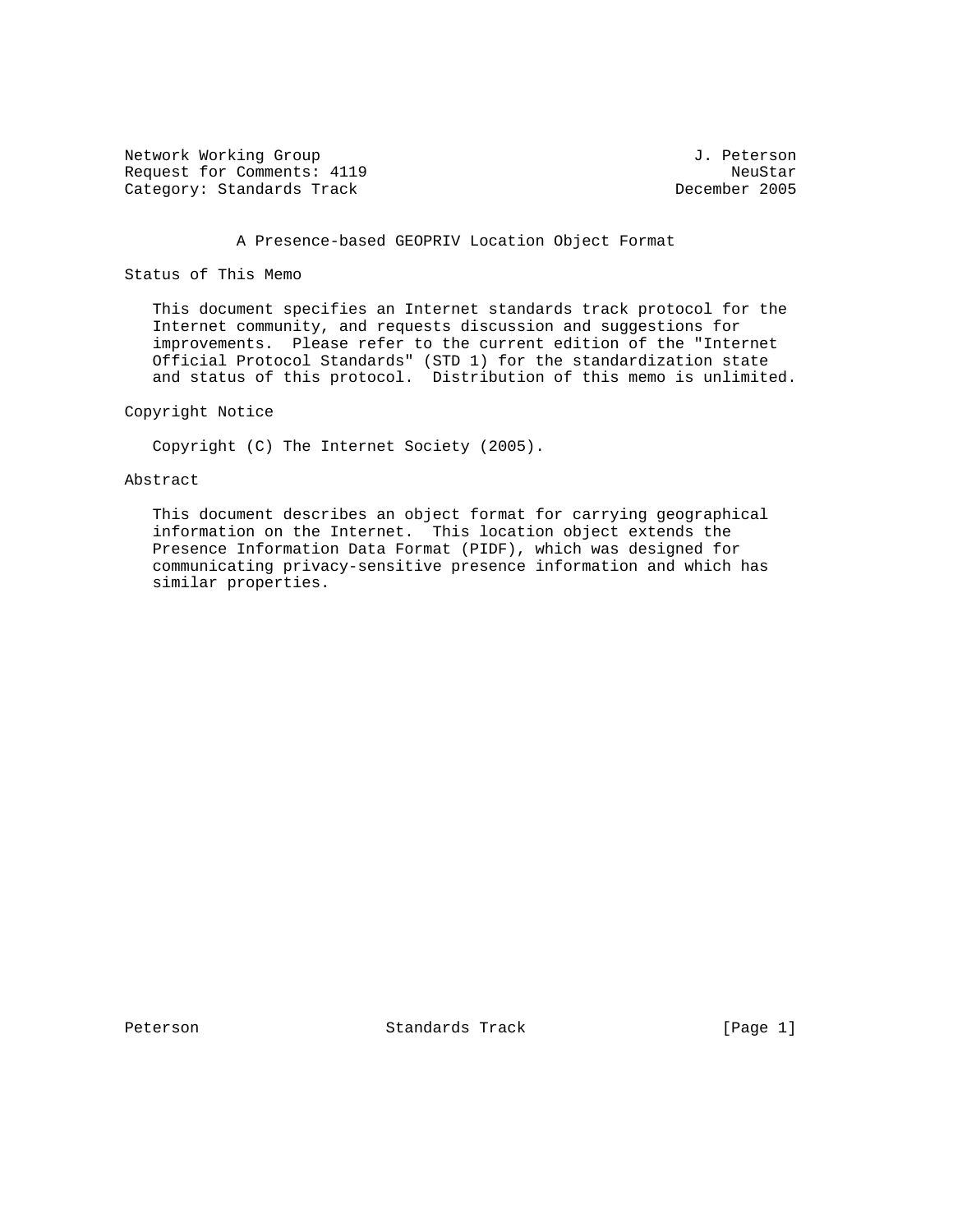Network Working Group J. Peterson
Request for Comments: 4119 NeuStar
Category: Standards Track December 2005

# A Presence-based GEOPRIV Location Object Format

## Status of This Memo

This document specifies an Internet standards track protocol for the Internet community, and requests discussion and suggestions for improvements. Please refer to the current edition of the "Internet Official Protocol Standards" (STD 1) for the standardization state and status of this protocol. Distribution of this memo is unlimited.

## Copyright Notice

Copyright (C) The Internet Society (2005).

## Abstract

This document describes an object format for carrying geographical information on the Internet. This location object extends the Presence Information Data Format (PIDF), which was designed for communicating privacy-sensitive presence information and which has similar properties.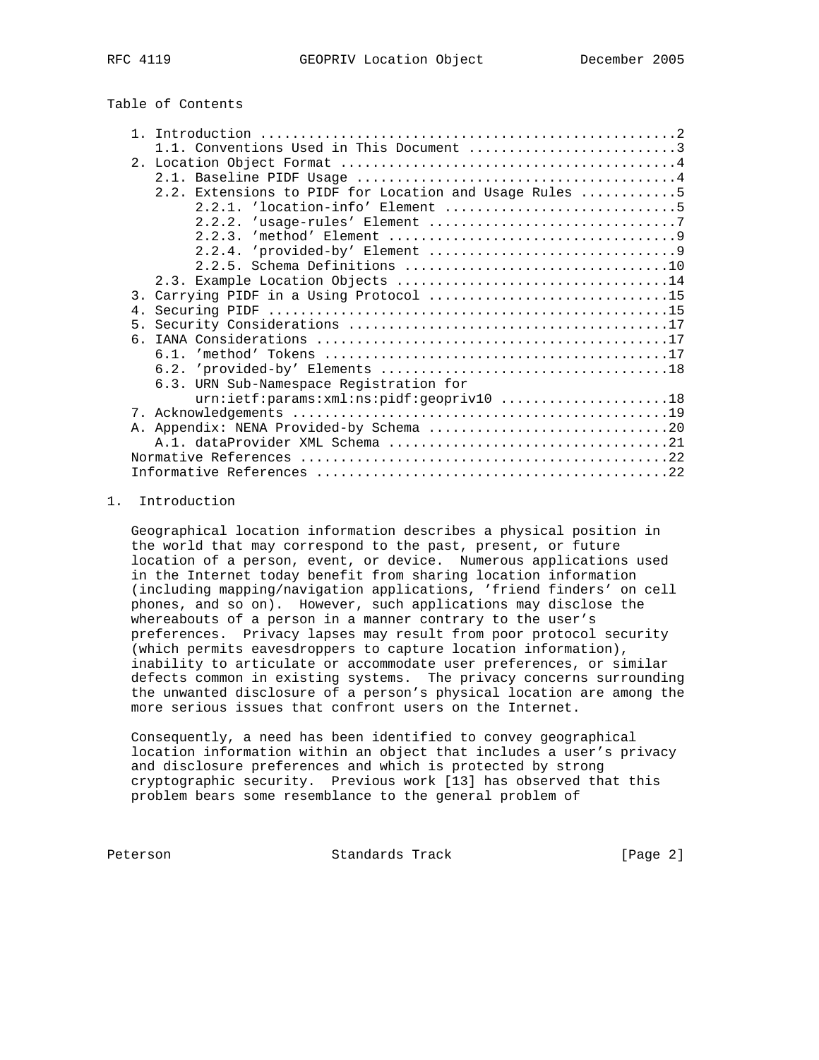Table of Contents

```
   1. Introduction ....................................................2
      1.1. Conventions Used in This Document ..........................3
   2. Location Object Format ..........................................4
      2.1. Baseline PIDF Usage ........................................4
      2.2. Extensions to PIDF for Location and Usage Rules ............5
           2.2.1. 'location-info' Element .............................5
           2.2.2. 'usage-rules' Element ...............................7
           2.2.3. 'method' Element ....................................9
           2.2.4. 'provided-by' Element ...............................9
           2.2.5. Schema Definitions .................................10
      2.3. Example Location Objects ..................................14
   3. Carrying PIDF in a Using Protocol ..............................15
   4. Securing PIDF ..................................................15
   5. Security Considerations ........................................17
   6. IANA Considerations ............................................17
      6.1. 'method' Tokens ...........................................17
      6.2. 'provided-by' Elements ....................................18
      6.3. URN Sub-Namespace Registration for
           urn:ietf:params:xml:ns:pidf:geopriv10 .....................18
   7. Acknowledgements ...............................................19
   A. Appendix: NENA Provided-by Schema ..............................20
      A.1. dataProvider XML Schema ...................................21
   Normative References ..............................................22
   Informative References ............................................22
```

# 1. Introduction

Geographical location information describes a physical position in the world that may correspond to the past, present, or future location of a person, event, or device. Numerous applications used in the Internet today benefit from sharing location information (including mapping/navigation applications, 'friend finders' on cell phones, and so on). However, such applications may disclose the whereabouts of a person in a manner contrary to the user's preferences. Privacy lapses may result from poor protocol security (which permits eavesdroppers to capture location information), inability to articulate or accommodate user preferences, or similar defects common in existing systems. The privacy concerns surrounding the unwanted disclosure of a person's physical location are among the more serious issues that confront users on the Internet.

Consequently, a need has been identified to convey geographical location information within an object that includes a user's privacy and disclosure preferences and which is protected by strong cryptographic security. Previous work [13] has observed that this problem bears some resemblance to the general problem of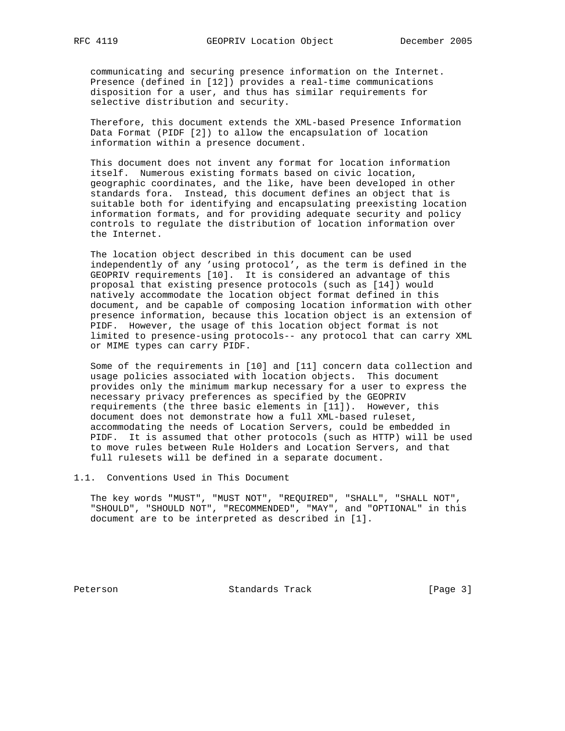communicating and securing presence information on the Internet. Presence (defined in [12]) provides a real-time communications disposition for a user, and thus has similar requirements for selective distribution and security.

Therefore, this document extends the XML-based Presence Information Data Format (PIDF [2]) to allow the encapsulation of location information within a presence document.

This document does not invent any format for location information itself. Numerous existing formats based on civic location, geographic coordinates, and the like, have been developed in other standards fora. Instead, this document defines an object that is suitable both for identifying and encapsulating preexisting location information formats, and for providing adequate security and policy controls to regulate the distribution of location information over the Internet.

The location object described in this document can be used independently of any 'using protocol', as the term is defined in the GEOPRIV requirements [10]. It is considered an advantage of this proposal that existing presence protocols (such as [14]) would natively accommodate the location object format defined in this document, and be capable of composing location information with other presence information, because this location object is an extension of PIDF. However, the usage of this location object format is not limited to presence-using protocols-- any protocol that can carry XML or MIME types can carry PIDF.

Some of the requirements in [10] and [11] concern data collection and usage policies associated with location objects. This document provides only the minimum markup necessary for a user to express the necessary privacy preferences as specified by the GEOPRIV requirements (the three basic elements in [11]). However, this document does not demonstrate how a full XML-based ruleset, accommodating the needs of Location Servers, could be embedded in PIDF. It is assumed that other protocols (such as HTTP) will be used to move rules between Rule Holders and Location Servers, and that full rulesets will be defined in a separate document.

## 1.1. Conventions Used in This Document

The key words "MUST", "MUST NOT", "REQUIRED", "SHALL", "SHALL NOT", "SHOULD", "SHOULD NOT", "RECOMMENDED", "MAY", and "OPTIONAL" in this document are to be interpreted as described in [1].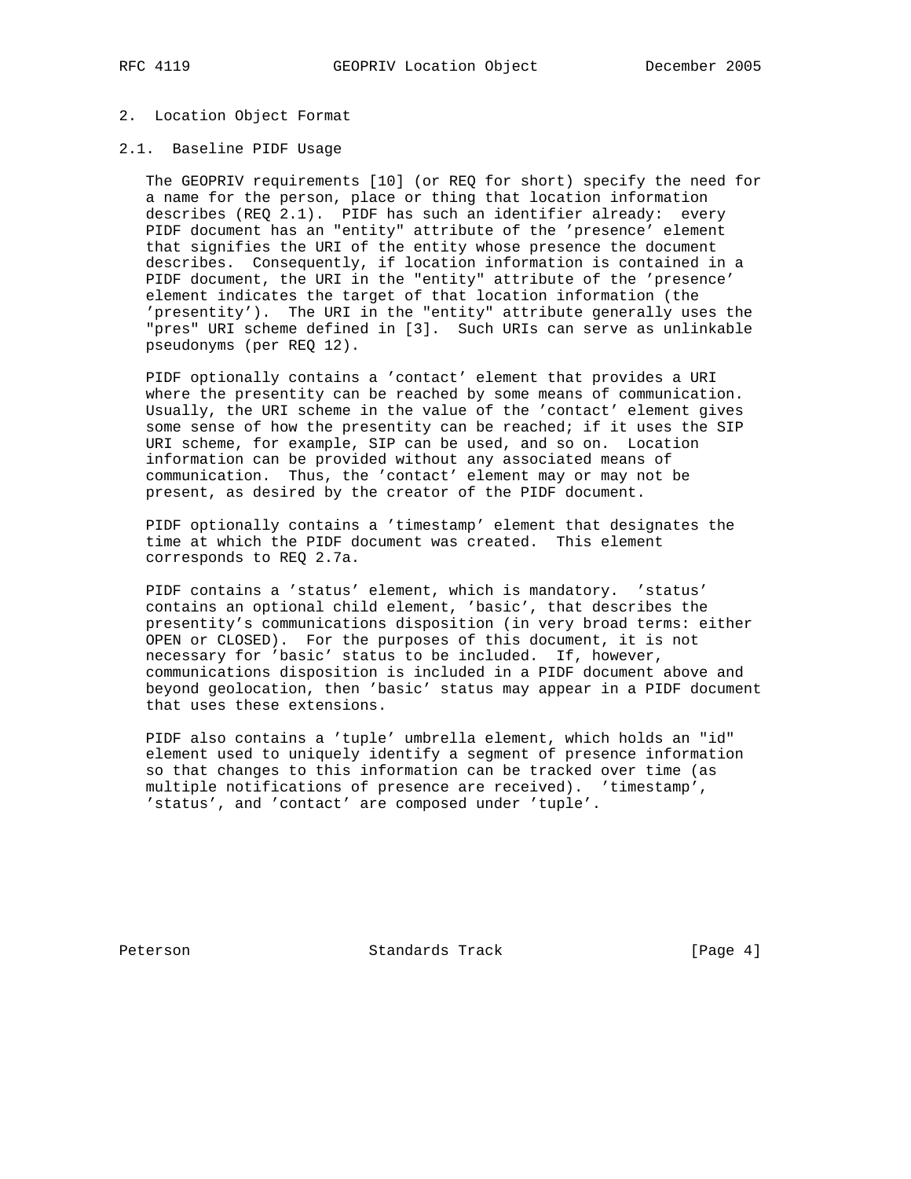## 2. Location Object Format

### 2.1. Baseline PIDF Usage

The GEOPRIV requirements [10] (or REQ for short) specify the need for a name for the person, place or thing that location information describes (REQ 2.1). PIDF has such an identifier already: every PIDF document has an "entity" attribute of the 'presence' element that signifies the URI of the entity whose presence the document describes. Consequently, if location information is contained in a PIDF document, the URI in the "entity" attribute of the 'presence' element indicates the target of that location information (the 'presentity'). The URI in the "entity" attribute generally uses the "pres" URI scheme defined in [3]. Such URIs can serve as unlinkable pseudonyms (per REQ 12).

PIDF optionally contains a 'contact' element that provides a URI where the presentity can be reached by some means of communication. Usually, the URI scheme in the value of the 'contact' element gives some sense of how the presentity can be reached; if it uses the SIP URI scheme, for example, SIP can be used, and so on. Location information can be provided without any associated means of communication. Thus, the 'contact' element may or may not be present, as desired by the creator of the PIDF document.

PIDF optionally contains a 'timestamp' element that designates the time at which the PIDF document was created. This element corresponds to REQ 2.7a.

PIDF contains a 'status' element, which is mandatory. 'status' contains an optional child element, 'basic', that describes the presentity's communications disposition (in very broad terms: either OPEN or CLOSED). For the purposes of this document, it is not necessary for 'basic' status to be included. If, however, communications disposition is included in a PIDF document above and beyond geolocation, then 'basic' status may appear in a PIDF document that uses these extensions.

PIDF also contains a 'tuple' umbrella element, which holds an "id" element used to uniquely identify a segment of presence information so that changes to this information can be tracked over time (as multiple notifications of presence are received). 'timestamp', 'status', and 'contact' are composed under 'tuple'.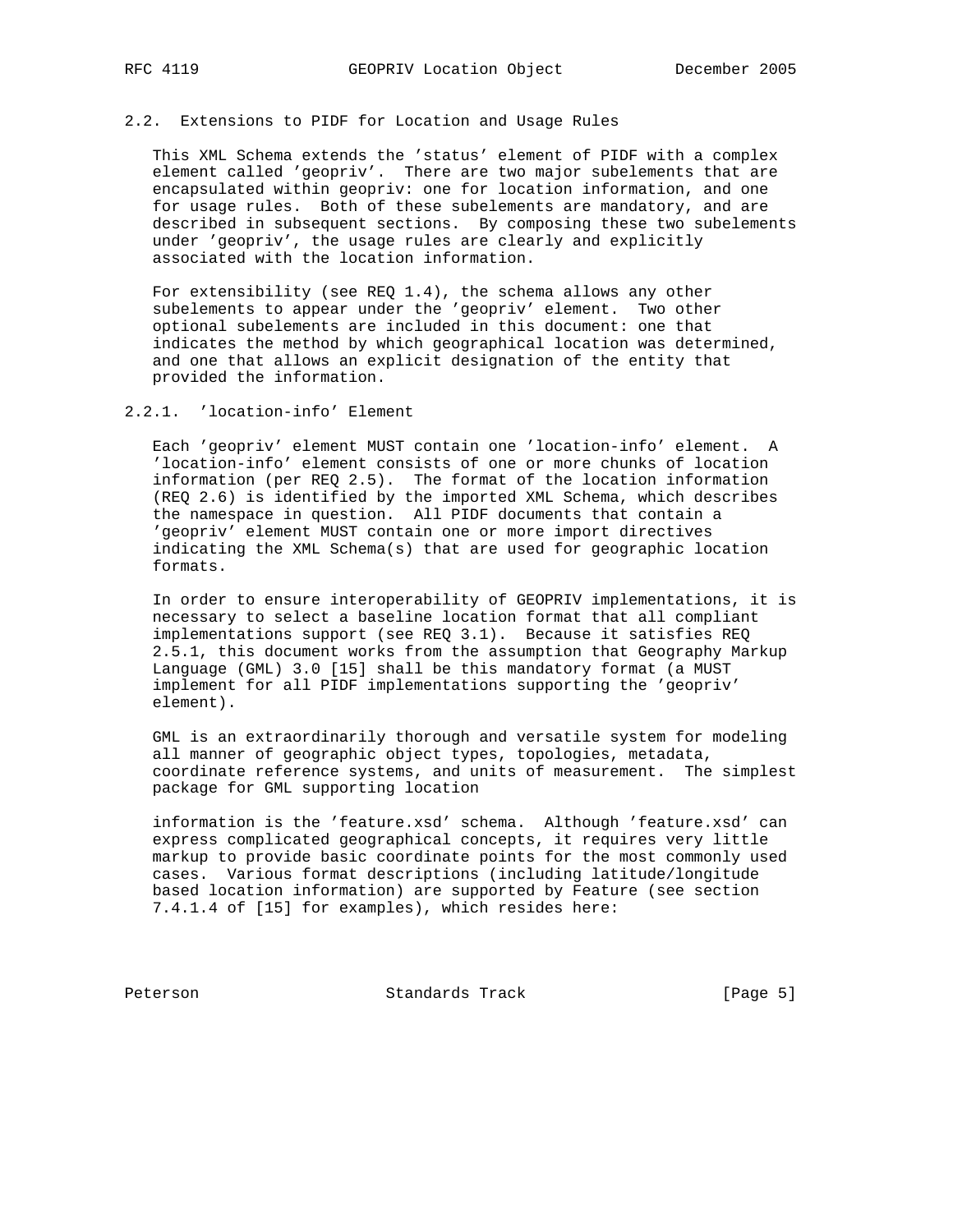### 2.2. Extensions to PIDF for Location and Usage Rules

This XML Schema extends the 'status' element of PIDF with a complex element called 'geopriv'. There are two major subelements that are encapsulated within geopriv: one for location information, and one for usage rules. Both of these subelements are mandatory, and are described in subsequent sections. By composing these two subelements under 'geopriv', the usage rules are clearly and explicitly associated with the location information.

For extensibility (see REQ 1.4), the schema allows any other subelements to appear under the 'geopriv' element. Two other optional subelements are included in this document: one that indicates the method by which geographical location was determined, and one that allows an explicit designation of the entity that provided the information.

#### 2.2.1. 'location-info' Element

Each 'geopriv' element MUST contain one 'location-info' element. A 'location-info' element consists of one or more chunks of location information (per REQ 2.5). The format of the location information (REQ 2.6) is identified by the imported XML Schema, which describes the namespace in question. All PIDF documents that contain a 'geopriv' element MUST contain one or more import directives indicating the XML Schema(s) that are used for geographic location formats.

In order to ensure interoperability of GEOPRIV implementations, it is necessary to select a baseline location format that all compliant implementations support (see REQ 3.1). Because it satisfies REQ 2.5.1, this document works from the assumption that Geography Markup Language (GML) 3.0 [15] shall be this mandatory format (a MUST implement for all PIDF implementations supporting the 'geopriv' element).

GML is an extraordinarily thorough and versatile system for modeling all manner of geographic object types, topologies, metadata, coordinate reference systems, and units of measurement. The simplest package for GML supporting location

information is the 'feature.xsd' schema. Although 'feature.xsd' can express complicated geographical concepts, it requires very little markup to provide basic coordinate points for the most commonly used cases. Various format descriptions (including latitude/longitude based location information) are supported by Feature (see section 7.4.1.4 of [15] for examples), which resides here: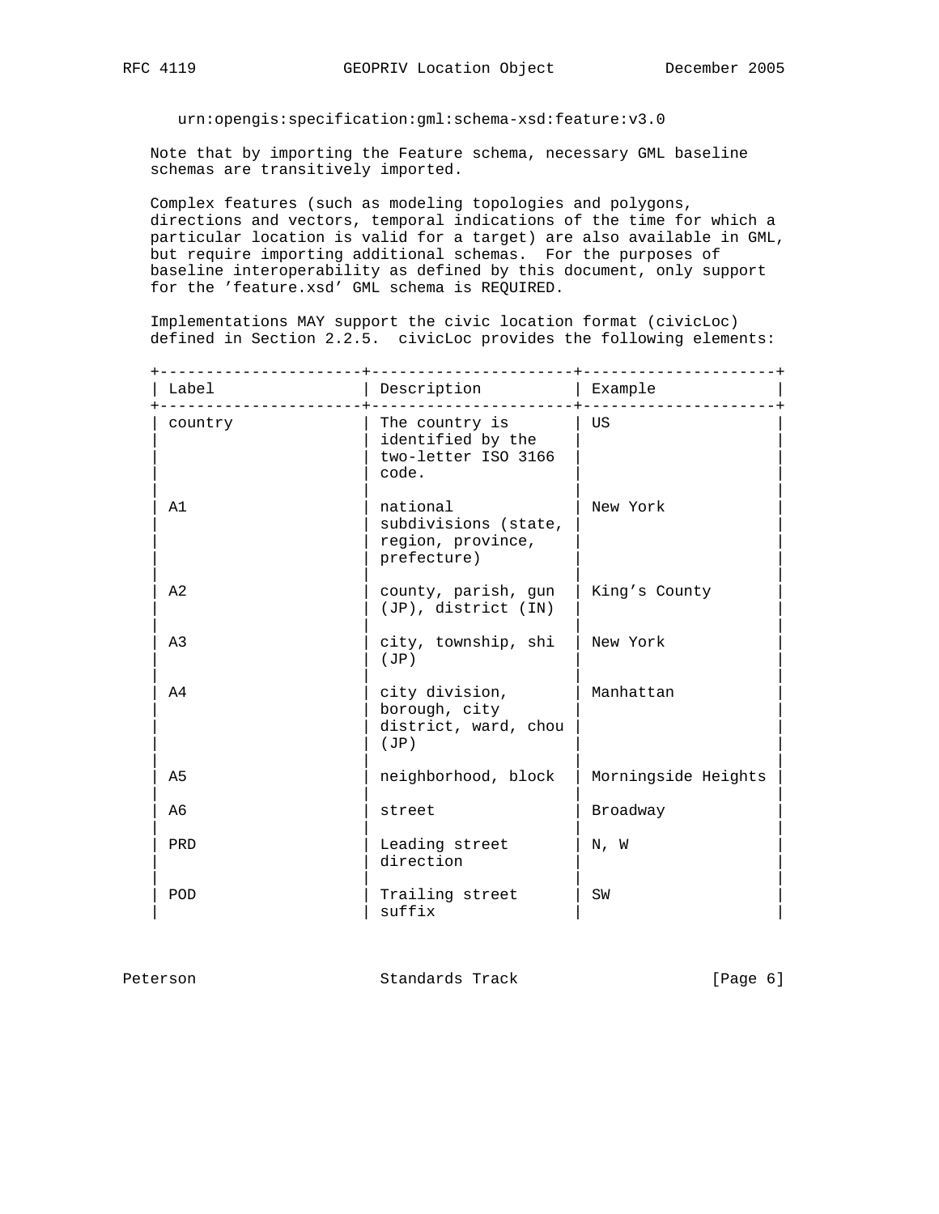urn:opengis:specification:gml:schema-xsd:feature:v3.0

Note that by importing the Feature schema, necessary GML baseline schemas are transitively imported.

Complex features (such as modeling topologies and polygons, directions and vectors, temporal indications of the time for which a particular location is valid for a target) are also available in GML, but require importing additional schemas. For the purposes of baseline interoperability as defined by this document, only support for the 'feature.xsd' GML schema is REQUIRED.

Implementations MAY support the civic location format (civicLoc) defined in Section 2.2.5. civicLoc provides the following elements:

| Label | Description | Example |
|---|---|---|
| country | The country is identified by the two-letter ISO 3166 code. | US |
| A1 | national subdivisions (state, region, province, prefecture) | New York |
| A2 | county, parish, gun (JP), district (IN) | King's County |
| A3 | city, township, shi (JP) | New York |
| A4 | city division, borough, city district, ward, chou (JP) | Manhattan |
| A5 | neighborhood, block | Morningside Heights |
| A6 | street | Broadway |
| PRD | Leading street direction | N, W |
| POD | Trailing street suffix | SW |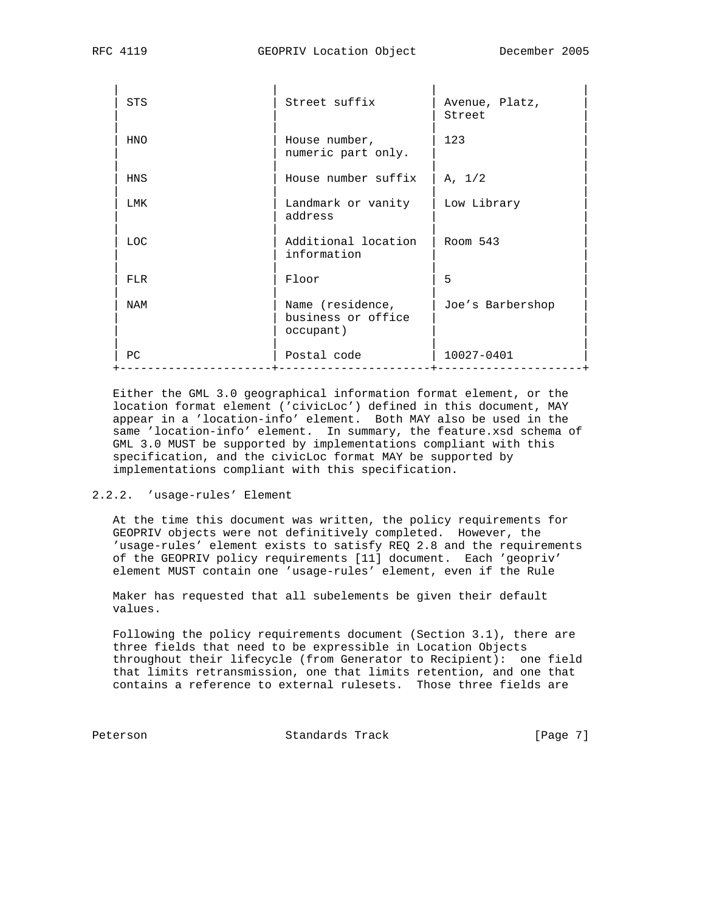| | | |
|---|---|---|
| STS | Street suffix | Avenue, Platz, Street |
| HNO | House number, numeric part only. | 123 |
| HNS | House number suffix | A, 1/2 |
| LMK | Landmark or vanity address | Low Library |
| LOC | Additional location information | Room 543 |
| FLR | Floor | 5 |
| NAM | Name (residence, business or office occupant) | Joe's Barbershop |
| PC | Postal code | 10027-0401 |

Either the GML 3.0 geographical information format element, or the location format element ('civicLoc') defined in this document, MAY appear in a 'location-info' element. Both MAY also be used in the same 'location-info' element. In summary, the feature.xsd schema of GML 3.0 MUST be supported by implementations compliant with this specification, and the civicLoc format MAY be supported by implementations compliant with this specification.

### 2.2.2. 'usage-rules' Element

At the time this document was written, the policy requirements for GEOPRIV objects were not definitively completed. However, the 'usage-rules' element exists to satisfy REQ 2.8 and the requirements of the GEOPRIV policy requirements [11] document. Each 'geopriv' element MUST contain one 'usage-rules' element, even if the Rule

Maker has requested that all subelements be given their default values.

Following the policy requirements document (Section 3.1), there are three fields that need to be expressible in Location Objects throughout their lifecycle (from Generator to Recipient): one field that limits retransmission, one that limits retention, and one that contains a reference to external rulesets. Those three fields are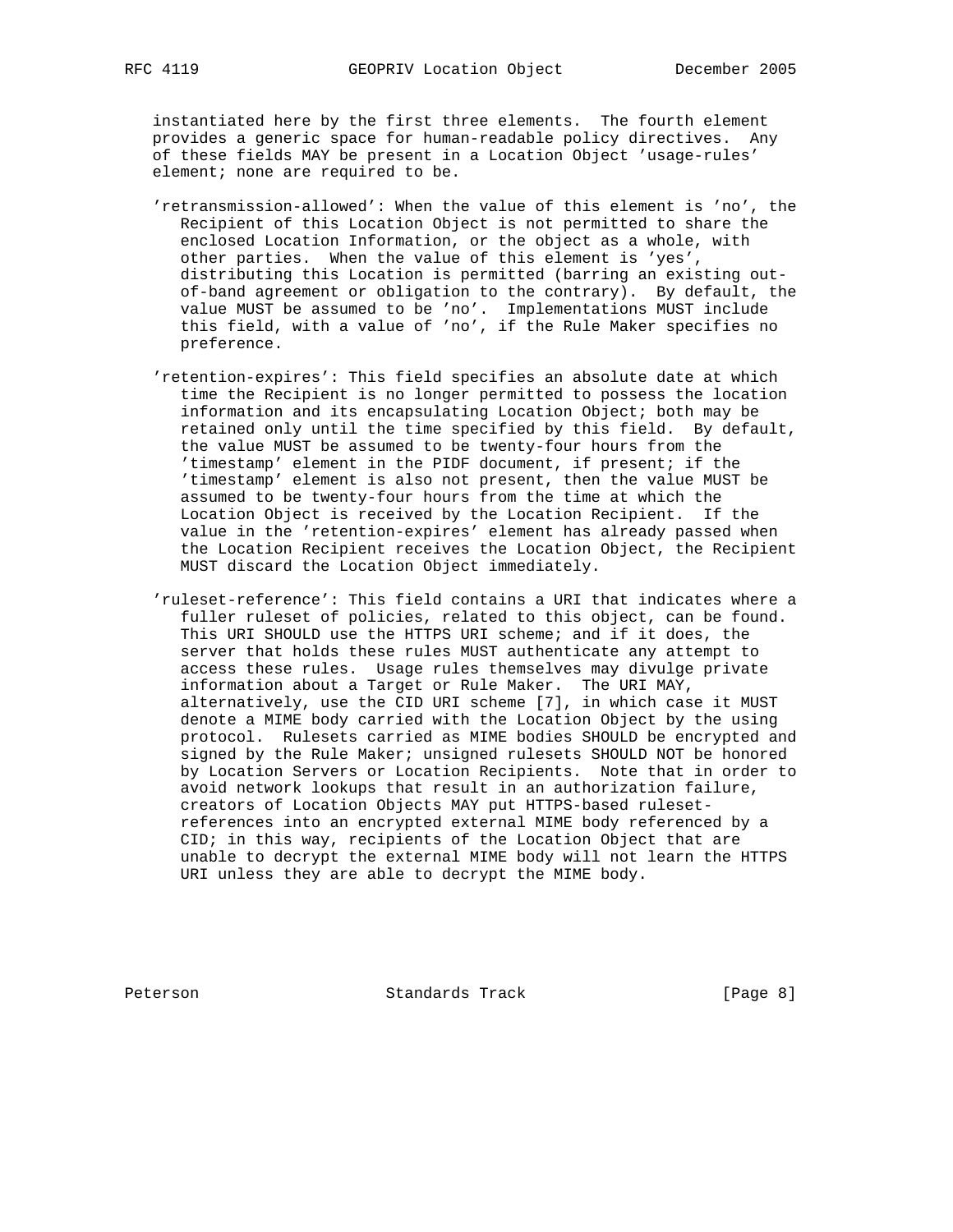instantiated here by the first three elements. The fourth element provides a generic space for human-readable policy directives. Any of these fields MAY be present in a Location Object 'usage-rules' element; none are required to be.

'retransmission-allowed': When the value of this element is 'no', the Recipient of this Location Object is not permitted to share the enclosed Location Information, or the object as a whole, with other parties. When the value of this element is 'yes', distributing this Location is permitted (barring an existing out-of-band agreement or obligation to the contrary). By default, the value MUST be assumed to be 'no'. Implementations MUST include this field, with a value of 'no', if the Rule Maker specifies no preference.

'retention-expires': This field specifies an absolute date at which time the Recipient is no longer permitted to possess the location information and its encapsulating Location Object; both may be retained only until the time specified by this field. By default, the value MUST be assumed to be twenty-four hours from the 'timestamp' element in the PIDF document, if present; if the 'timestamp' element is also not present, then the value MUST be assumed to be twenty-four hours from the time at which the Location Object is received by the Location Recipient. If the value in the 'retention-expires' element has already passed when the Location Recipient receives the Location Object, the Recipient MUST discard the Location Object immediately.

'ruleset-reference': This field contains a URI that indicates where a fuller ruleset of policies, related to this object, can be found. This URI SHOULD use the HTTPS URI scheme; and if it does, the server that holds these rules MUST authenticate any attempt to access these rules. Usage rules themselves may divulge private information about a Target or Rule Maker. The URI MAY, alternatively, use the CID URI scheme [7], in which case it MUST denote a MIME body carried with the Location Object by the using protocol. Rulesets carried as MIME bodies SHOULD be encrypted and signed by the Rule Maker; unsigned rulesets SHOULD NOT be honored by Location Servers or Location Recipients. Note that in order to avoid network lookups that result in an authorization failure, creators of Location Objects MAY put HTTPS-based ruleset-references into an encrypted external MIME body referenced by a CID; in this way, recipients of the Location Object that are unable to decrypt the external MIME body will not learn the HTTPS URI unless they are able to decrypt the MIME body.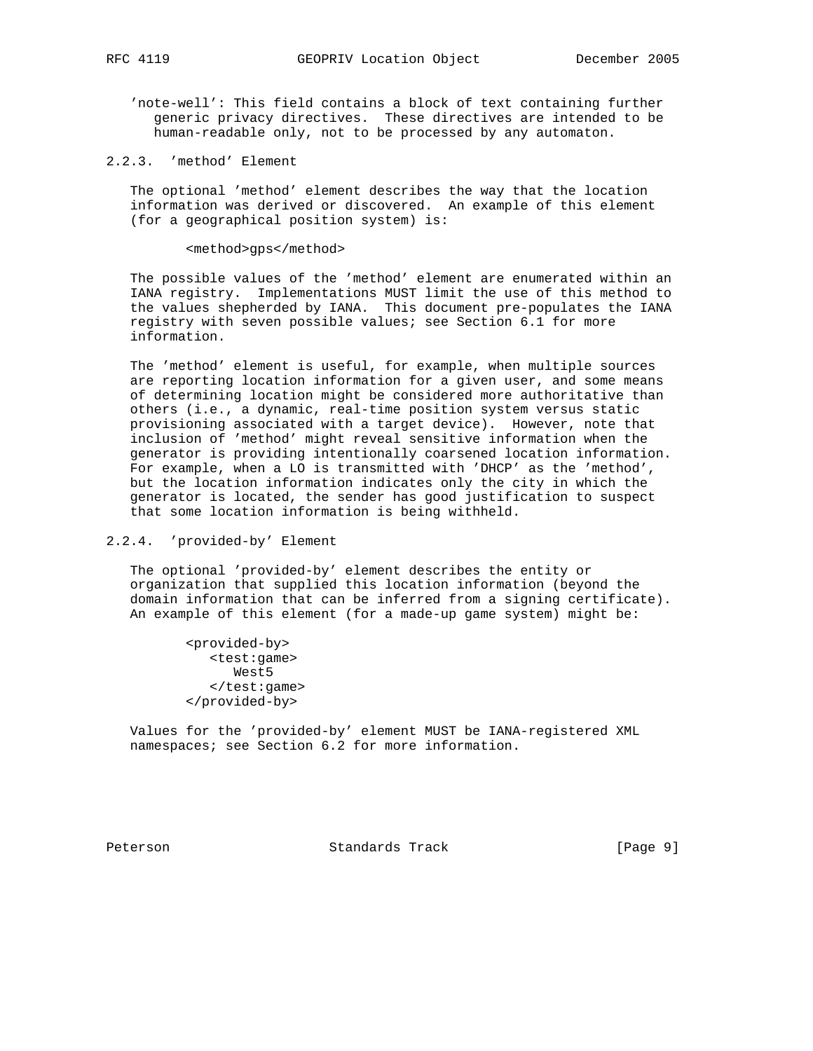'note-well': This field contains a block of text containing further generic privacy directives. These directives are intended to be human-readable only, not to be processed by any automaton.

### 2.2.3. 'method' Element

The optional 'method' element describes the way that the location information was derived or discovered. An example of this element (for a geographical position system) is:

```
<method>gps</method>
```

The possible values of the 'method' element are enumerated within an IANA registry. Implementations MUST limit the use of this method to the values shepherded by IANA. This document pre-populates the IANA registry with seven possible values; see Section 6.1 for more information.

The 'method' element is useful, for example, when multiple sources are reporting location information for a given user, and some means of determining location might be considered more authoritative than others (i.e., a dynamic, real-time position system versus static provisioning associated with a target device). However, note that inclusion of 'method' might reveal sensitive information when the generator is providing intentionally coarsened location information. For example, when a LO is transmitted with 'DHCP' as the 'method', but the location information indicates only the city in which the generator is located, the sender has good justification to suspect that some location information is being withheld.

### 2.2.4. 'provided-by' Element

The optional 'provided-by' element describes the entity or organization that supplied this location information (beyond the domain information that can be inferred from a signing certificate). An example of this element (for a made-up game system) might be:

```
<provided-by>
   <test:game>
      West5
   </test:game>
</provided-by>
```

Values for the 'provided-by' element MUST be IANA-registered XML namespaces; see Section 6.2 for more information.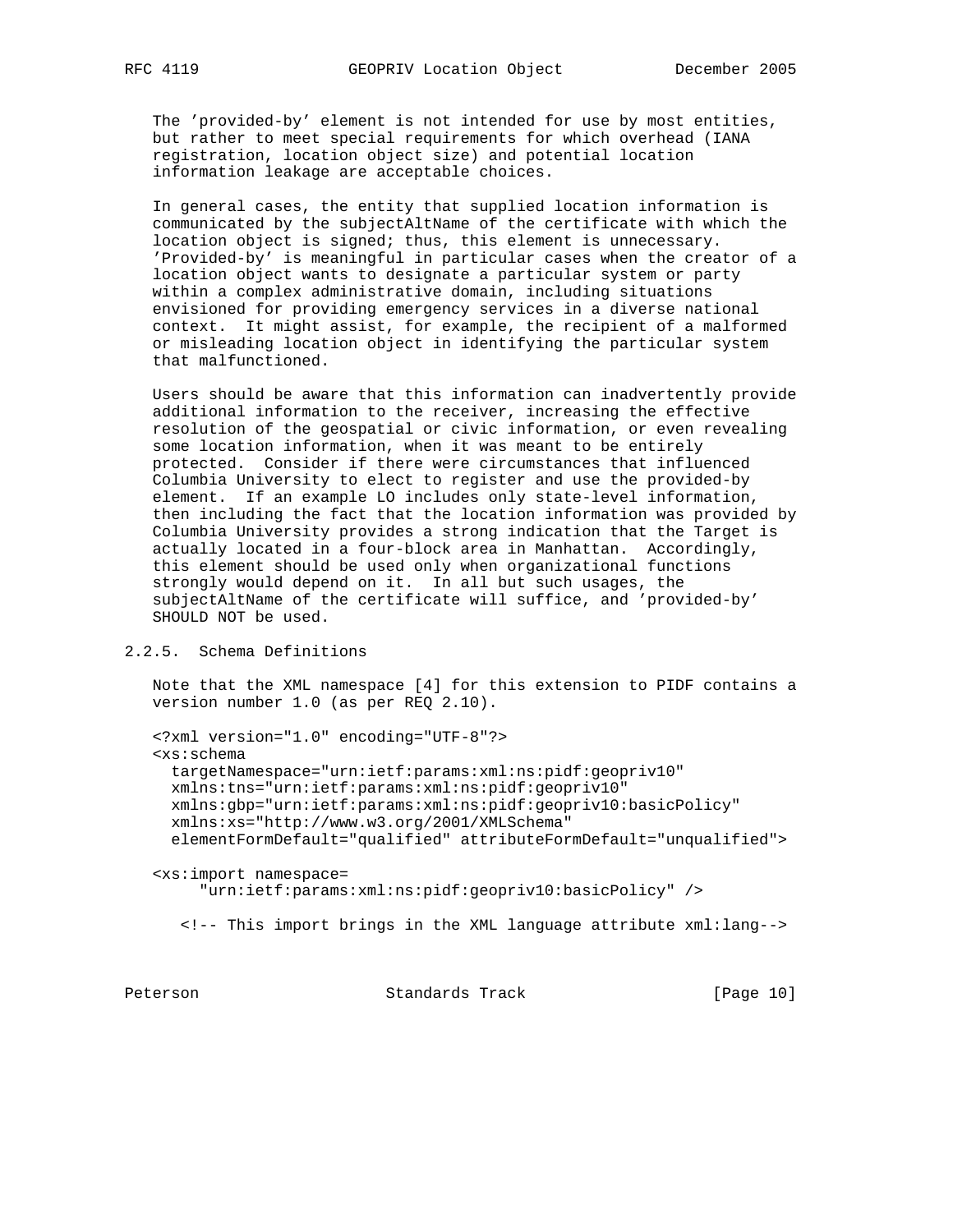The 'provided-by' element is not intended for use by most entities, but rather to meet special requirements for which overhead (IANA registration, location object size) and potential location information leakage are acceptable choices.

In general cases, the entity that supplied location information is communicated by the subjectAltName of the certificate with which the location object is signed; thus, this element is unnecessary. 'Provided-by' is meaningful in particular cases when the creator of a location object wants to designate a particular system or party within a complex administrative domain, including situations envisioned for providing emergency services in a diverse national context. It might assist, for example, the recipient of a malformed or misleading location object in identifying the particular system that malfunctioned.

Users should be aware that this information can inadvertently provide additional information to the receiver, increasing the effective resolution of the geospatial or civic information, or even revealing some location information, when it was meant to be entirely protected. Consider if there were circumstances that influenced Columbia University to elect to register and use the provided-by element. If an example LO includes only state-level information, then including the fact that the location information was provided by Columbia University provides a strong indication that the Target is actually located in a four-block area in Manhattan. Accordingly, this element should be used only when organizational functions strongly would depend on it. In all but such usages, the subjectAltName of the certificate will suffice, and 'provided-by' SHOULD NOT be used.

### 2.2.5. Schema Definitions

Note that the XML namespace [4] for this extension to PIDF contains a version number 1.0 (as per REQ 2.10).

```
<?xml version="1.0" encoding="UTF-8"?>
<xs:schema
  targetNamespace="urn:ietf:params:xml:ns:pidf:geopriv10"
  xmlns:tns="urn:ietf:params:xml:ns:pidf:geopriv10"
  xmlns:gbp="urn:ietf:params:xml:ns:pidf:geopriv10:basicPolicy"
  xmlns:xs="http://www.w3.org/2001/XMLSchema"
  elementFormDefault="qualified" attributeFormDefault="unqualified">

<xs:import namespace=
     "urn:ietf:params:xml:ns:pidf:geopriv10:basicPolicy" />

   <!-- This import brings in the XML language attribute xml:lang-->
```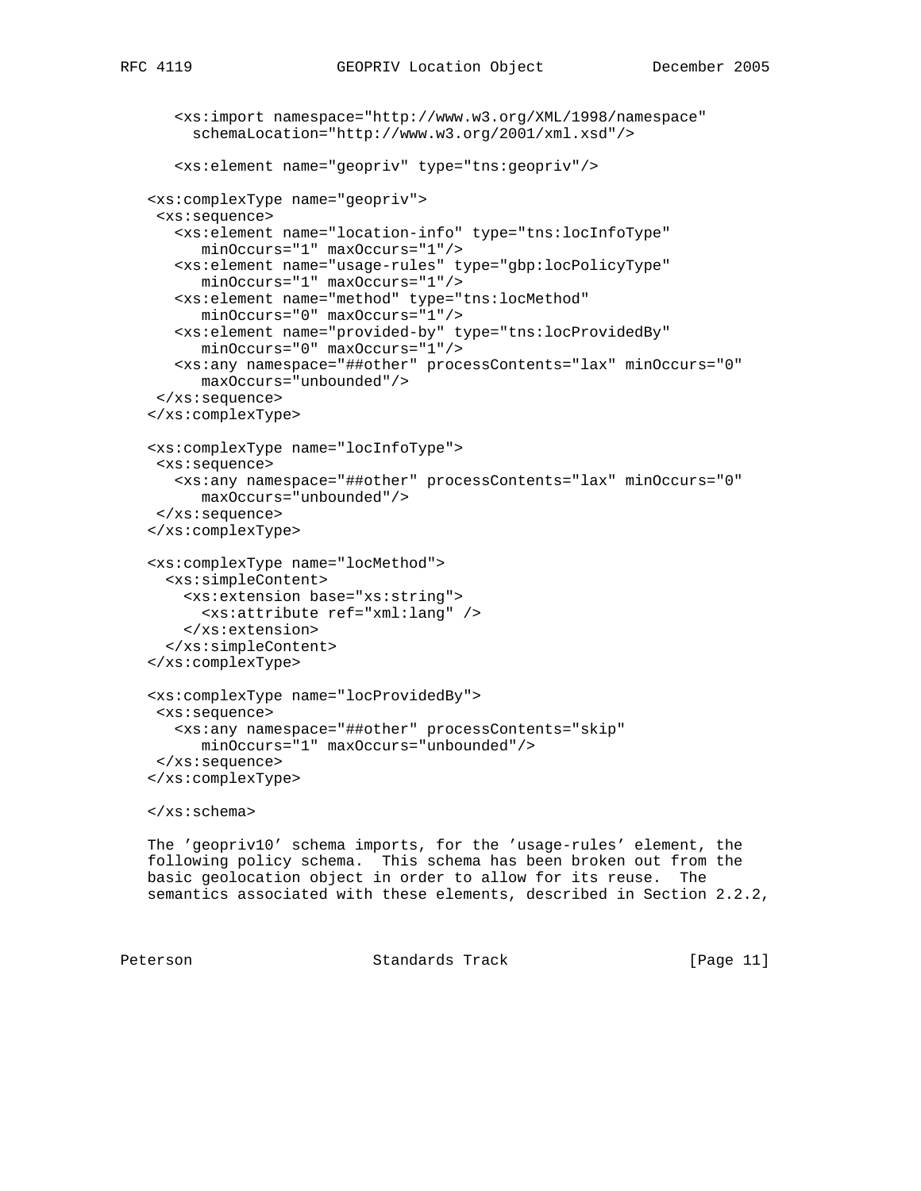```
      <xs:import namespace="http://www.w3.org/XML/1998/namespace"
        schemaLocation="http://www.w3.org/2001/xml.xsd"/>

      <xs:element name="geopriv" type="tns:geopriv"/>

   <xs:complexType name="geopriv">
    <xs:sequence>
      <xs:element name="location-info" type="tns:locInfoType"
         minOccurs="1" maxOccurs="1"/>
      <xs:element name="usage-rules" type="gbp:locPolicyType"
         minOccurs="1" maxOccurs="1"/>
      <xs:element name="method" type="tns:locMethod"
         minOccurs="0" maxOccurs="1"/>
      <xs:element name="provided-by" type="tns:locProvidedBy"
         minOccurs="0" maxOccurs="1"/>
      <xs:any namespace="##other" processContents="lax" minOccurs="0"
         maxOccurs="unbounded"/>
    </xs:sequence>
   </xs:complexType>

   <xs:complexType name="locInfoType">
    <xs:sequence>
      <xs:any namespace="##other" processContents="lax" minOccurs="0"
         maxOccurs="unbounded"/>
    </xs:sequence>
   </xs:complexType>

   <xs:complexType name="locMethod">
     <xs:simpleContent>
       <xs:extension base="xs:string">
         <xs:attribute ref="xml:lang" />
       </xs:extension>
     </xs:simpleContent>
   </xs:complexType>

   <xs:complexType name="locProvidedBy">
    <xs:sequence>
      <xs:any namespace="##other" processContents="skip"
         minOccurs="1" maxOccurs="unbounded"/>
    </xs:sequence>
   </xs:complexType>

   </xs:schema>
```

The 'geopriv10' schema imports, for the 'usage-rules' element, the following policy schema. This schema has been broken out from the basic geolocation object in order to allow for its reuse. The semantics associated with these elements, described in Section 2.2.2,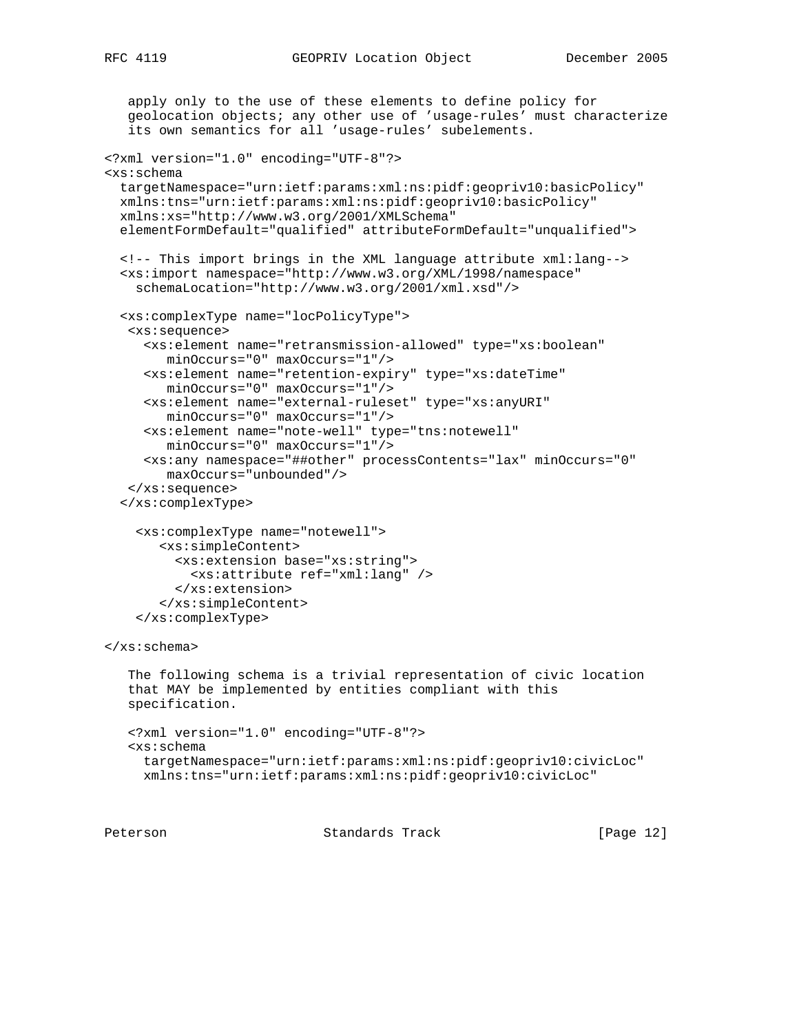apply only to the use of these elements to define policy for geolocation objects; any other use of 'usage-rules' must characterize its own semantics for all 'usage-rules' subelements.

```
<?xml version="1.0" encoding="UTF-8"?>
<xs:schema
  targetNamespace="urn:ietf:params:xml:ns:pidf:geopriv10:basicPolicy"
  xmlns:tns="urn:ietf:params:xml:ns:pidf:geopriv10:basicPolicy"
  xmlns:xs="http://www.w3.org/2001/XMLSchema"
  elementFormDefault="qualified" attributeFormDefault="unqualified">

  <!-- This import brings in the XML language attribute xml:lang-->
  <xs:import namespace="http://www.w3.org/XML/1998/namespace"
    schemaLocation="http://www.w3.org/2001/xml.xsd"/>

  <xs:complexType name="locPolicyType">
   <xs:sequence>
     <xs:element name="retransmission-allowed" type="xs:boolean"
        minOccurs="0" maxOccurs="1"/>
     <xs:element name="retention-expiry" type="xs:dateTime"
        minOccurs="0" maxOccurs="1"/>
     <xs:element name="external-ruleset" type="xs:anyURI"
        minOccurs="0" maxOccurs="1"/>
     <xs:element name="note-well" type="tns:notewell"
        minOccurs="0" maxOccurs="1"/>
     <xs:any namespace="##other" processContents="lax" minOccurs="0"
        maxOccurs="unbounded"/>
   </xs:sequence>
  </xs:complexType>

    <xs:complexType name="notewell">
       <xs:simpleContent>
         <xs:extension base="xs:string">
           <xs:attribute ref="xml:lang" />
         </xs:extension>
       </xs:simpleContent>
    </xs:complexType>

</xs:schema>
```

The following schema is a trivial representation of civic location that MAY be implemented by entities compliant with this specification.

```
<?xml version="1.0" encoding="UTF-8"?>
<xs:schema
  targetNamespace="urn:ietf:params:xml:ns:pidf:geopriv10:civicLoc"
  xmlns:tns="urn:ietf:params:xml:ns:pidf:geopriv10:civicLoc"
```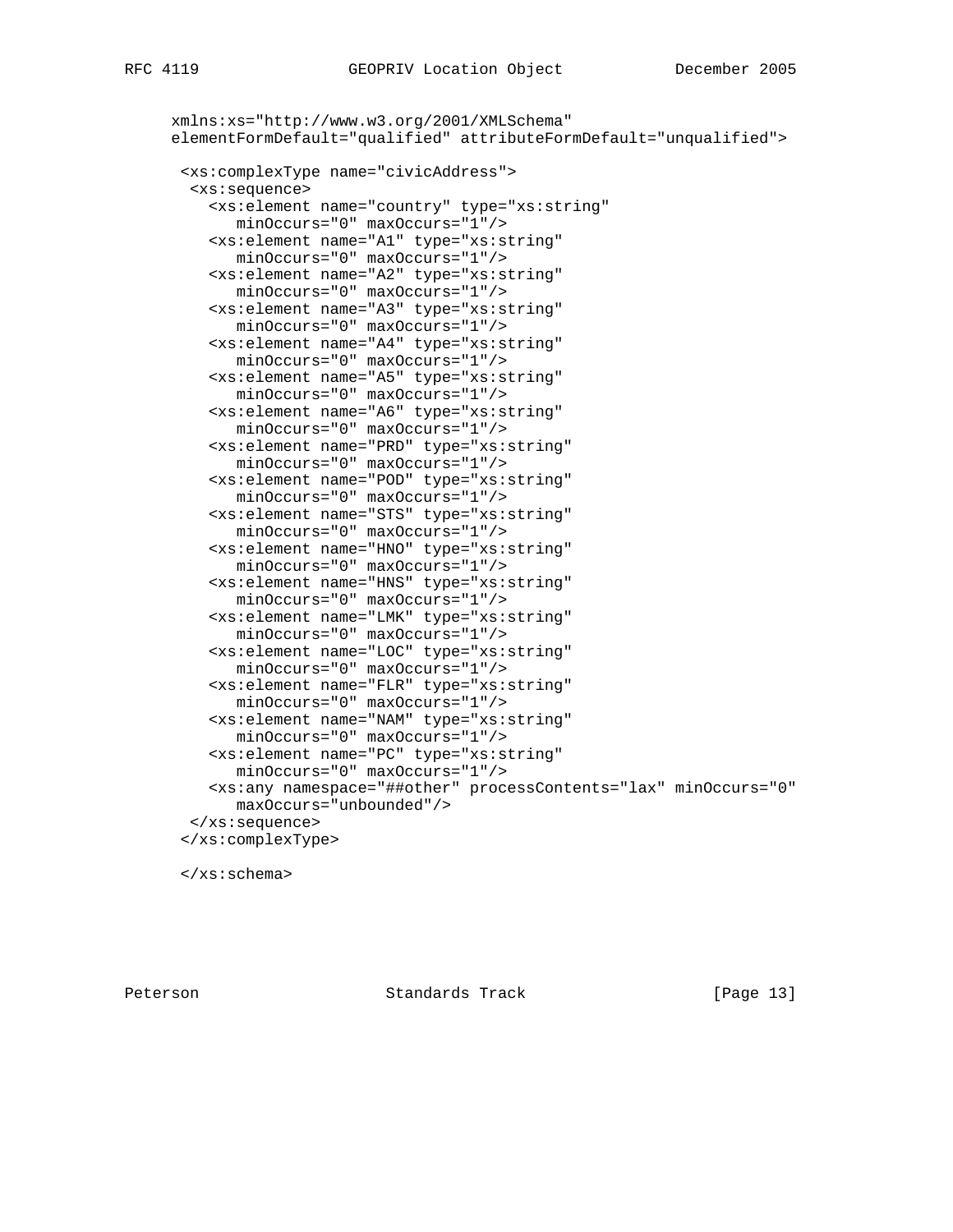```
     xmlns:xs="http://www.w3.org/2001/XMLSchema"
     elementFormDefault="qualified" attributeFormDefault="unqualified">

      <xs:complexType name="civicAddress">
       <xs:sequence>
         <xs:element name="country" type="xs:string"
            minOccurs="0" maxOccurs="1"/>
         <xs:element name="A1" type="xs:string"
            minOccurs="0" maxOccurs="1"/>
         <xs:element name="A2" type="xs:string"
            minOccurs="0" maxOccurs="1"/>
         <xs:element name="A3" type="xs:string"
            minOccurs="0" maxOccurs="1"/>
         <xs:element name="A4" type="xs:string"
            minOccurs="0" maxOccurs="1"/>
         <xs:element name="A5" type="xs:string"
            minOccurs="0" maxOccurs="1"/>
         <xs:element name="A6" type="xs:string"
            minOccurs="0" maxOccurs="1"/>
         <xs:element name="PRD" type="xs:string"
            minOccurs="0" maxOccurs="1"/>
         <xs:element name="POD" type="xs:string"
            minOccurs="0" maxOccurs="1"/>
         <xs:element name="STS" type="xs:string"
            minOccurs="0" maxOccurs="1"/>
         <xs:element name="HNO" type="xs:string"
            minOccurs="0" maxOccurs="1"/>
         <xs:element name="HNS" type="xs:string"
            minOccurs="0" maxOccurs="1"/>
         <xs:element name="LMK" type="xs:string"
            minOccurs="0" maxOccurs="1"/>
         <xs:element name="LOC" type="xs:string"
            minOccurs="0" maxOccurs="1"/>
         <xs:element name="FLR" type="xs:string"
            minOccurs="0" maxOccurs="1"/>
         <xs:element name="NAM" type="xs:string"
            minOccurs="0" maxOccurs="1"/>
         <xs:element name="PC" type="xs:string"
            minOccurs="0" maxOccurs="1"/>
         <xs:any namespace="##other" processContents="lax" minOccurs="0"
            maxOccurs="unbounded"/>
       </xs:sequence>
      </xs:complexType>

      </xs:schema>
```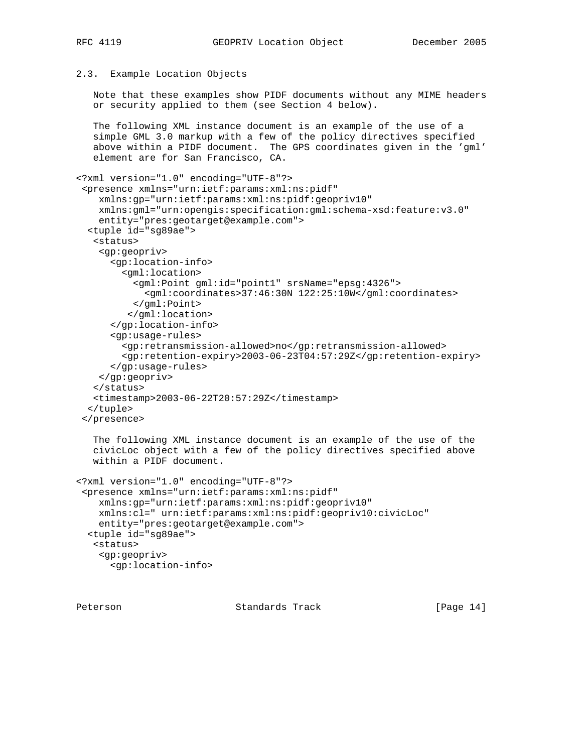### 2.3. Example Location Objects

Note that these examples show PIDF documents without any MIME headers or security applied to them (see Section 4 below).

The following XML instance document is an example of the use of a simple GML 3.0 markup with a few of the policy directives specified above within a PIDF document. The GPS coordinates given in the 'gml' element are for San Francisco, CA.

```
<?xml version="1.0" encoding="UTF-8"?>
 <presence xmlns="urn:ietf:params:xml:ns:pidf"
    xmlns:gp="urn:ietf:params:xml:ns:pidf:geopriv10"
    xmlns:gml="urn:opengis:specification:gml:schema-xsd:feature:v3.0"
    entity="pres:geotarget@example.com">
  <tuple id="sg89ae">
   <status>
    <gp:geopriv>
      <gp:location-info>
        <gml:location>
          <gml:Point gml:id="point1" srsName="epsg:4326">
            <gml:coordinates>37:46:30N 122:25:10W</gml:coordinates>
          </gml:Point>
         </gml:location>
      </gp:location-info>
      <gp:usage-rules>
        <gp:retransmission-allowed>no</gp:retransmission-allowed>
        <gp:retention-expiry>2003-06-23T04:57:29Z</gp:retention-expiry>
      </gp:usage-rules>
    </gp:geopriv>
   </status>
   <timestamp>2003-06-22T20:57:29Z</timestamp>
  </tuple>
 </presence>
```

The following XML instance document is an example of the use of the civicLoc object with a few of the policy directives specified above within a PIDF document.

```
<?xml version="1.0" encoding="UTF-8"?>
 <presence xmlns="urn:ietf:params:xml:ns:pidf"
    xmlns:gp="urn:ietf:params:xml:ns:pidf:geopriv10"
    xmlns:cl=" urn:ietf:params:xml:ns:pidf:geopriv10:civicLoc"
    entity="pres:geotarget@example.com">
  <tuple id="sg89ae">
   <status>
    <gp:geopriv>
      <gp:location-info>
```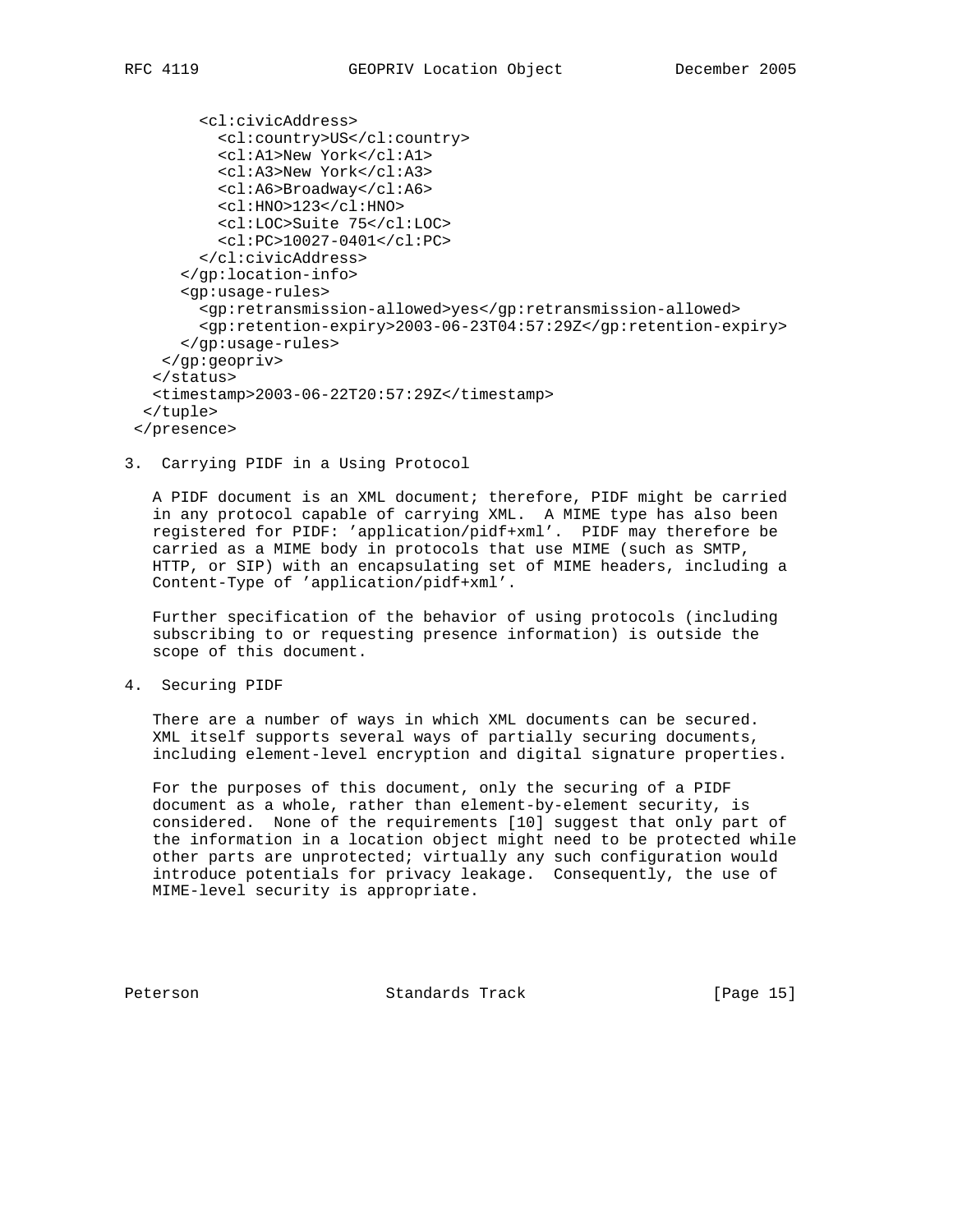```
        <cl:civicAddress>
          <cl:country>US</cl:country>
          <cl:A1>New York</cl:A1>
          <cl:A3>New York</cl:A3>
          <cl:A6>Broadway</cl:A6>
          <cl:HNO>123</cl:HNO>
          <cl:LOC>Suite 75</cl:LOC>
          <cl:PC>10027-0401</cl:PC>
        </cl:civicAddress>
      </gp:location-info>
      <gp:usage-rules>
        <gp:retransmission-allowed>yes</gp:retransmission-allowed>
        <gp:retention-expiry>2003-06-23T04:57:29Z</gp:retention-expiry>
      </gp:usage-rules>
    </gp:geopriv>
   </status>
   <timestamp>2003-06-22T20:57:29Z</timestamp>
  </tuple>
 </presence>
```

## 3. Carrying PIDF in a Using Protocol

A PIDF document is an XML document; therefore, PIDF might be carried in any protocol capable of carrying XML. A MIME type has also been registered for PIDF: 'application/pidf+xml'. PIDF may therefore be carried as a MIME body in protocols that use MIME (such as SMTP, HTTP, or SIP) with an encapsulating set of MIME headers, including a Content-Type of 'application/pidf+xml'.

Further specification of the behavior of using protocols (including subscribing to or requesting presence information) is outside the scope of this document.

## 4. Securing PIDF

There are a number of ways in which XML documents can be secured. XML itself supports several ways of partially securing documents, including element-level encryption and digital signature properties.

For the purposes of this document, only the securing of a PIDF document as a whole, rather than element-by-element security, is considered. None of the requirements [10] suggest that only part of the information in a location object might need to be protected while other parts are unprotected; virtually any such configuration would introduce potentials for privacy leakage. Consequently, the use of MIME-level security is appropriate.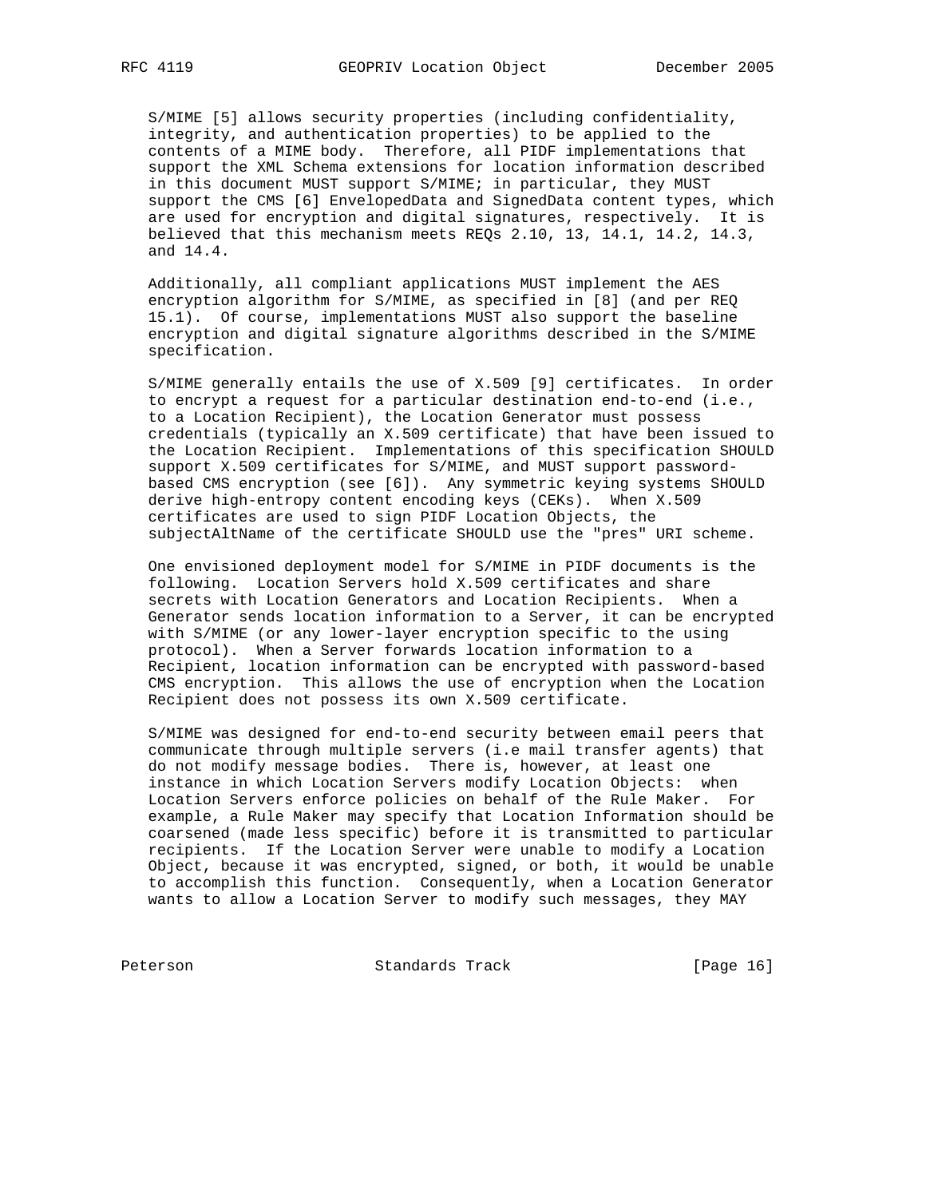S/MIME [5] allows security properties (including confidentiality, integrity, and authentication properties) to be applied to the contents of a MIME body. Therefore, all PIDF implementations that support the XML Schema extensions for location information described in this document MUST support S/MIME; in particular, they MUST support the CMS [6] EnvelopedData and SignedData content types, which are used for encryption and digital signatures, respectively. It is believed that this mechanism meets REQs 2.10, 13, 14.1, 14.2, 14.3, and 14.4.

Additionally, all compliant applications MUST implement the AES encryption algorithm for S/MIME, as specified in [8] (and per REQ 15.1). Of course, implementations MUST also support the baseline encryption and digital signature algorithms described in the S/MIME specification.

S/MIME generally entails the use of X.509 [9] certificates. In order to encrypt a request for a particular destination end-to-end (i.e., to a Location Recipient), the Location Generator must possess credentials (typically an X.509 certificate) that have been issued to the Location Recipient. Implementations of this specification SHOULD support X.509 certificates for S/MIME, and MUST support password-based CMS encryption (see [6]). Any symmetric keying systems SHOULD derive high-entropy content encoding keys (CEKs). When X.509 certificates are used to sign PIDF Location Objects, the subjectAltName of the certificate SHOULD use the "pres" URI scheme.

One envisioned deployment model for S/MIME in PIDF documents is the following. Location Servers hold X.509 certificates and share secrets with Location Generators and Location Recipients. When a Generator sends location information to a Server, it can be encrypted with S/MIME (or any lower-layer encryption specific to the using protocol). When a Server forwards location information to a Recipient, location information can be encrypted with password-based CMS encryption. This allows the use of encryption when the Location Recipient does not possess its own X.509 certificate.

S/MIME was designed for end-to-end security between email peers that communicate through multiple servers (i.e mail transfer agents) that do not modify message bodies. There is, however, at least one instance in which Location Servers modify Location Objects: when Location Servers enforce policies on behalf of the Rule Maker. For example, a Rule Maker may specify that Location Information should be coarsened (made less specific) before it is transmitted to particular recipients. If the Location Server were unable to modify a Location Object, because it was encrypted, signed, or both, it would be unable to accomplish this function. Consequently, when a Location Generator wants to allow a Location Server to modify such messages, they MAY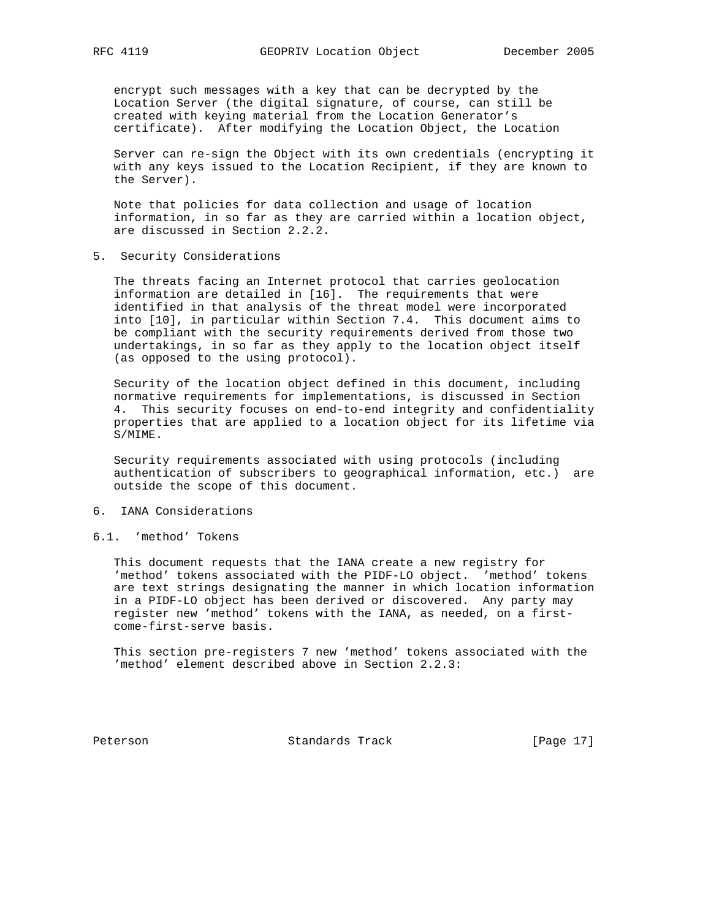encrypt such messages with a key that can be decrypted by the Location Server (the digital signature, of course, can still be created with keying material from the Location Generator's certificate). After modifying the Location Object, the Location Server can re-sign the Object with its own credentials (encrypting it with any keys issued to the Location Recipient, if they are known to the Server).

Note that policies for data collection and usage of location information, in so far as they are carried within a location object, are discussed in Section 2.2.2.

## 5. Security Considerations

The threats facing an Internet protocol that carries geolocation information are detailed in [16]. The requirements that were identified in that analysis of the threat model were incorporated into [10], in particular within Section 7.4. This document aims to be compliant with the security requirements derived from those two undertakings, in so far as they apply to the location object itself (as opposed to the using protocol).

Security of the location object defined in this document, including normative requirements for implementations, is discussed in Section 4. This security focuses on end-to-end integrity and confidentiality properties that are applied to a location object for its lifetime via S/MIME.

Security requirements associated with using protocols (including authentication of subscribers to geographical information, etc.) are outside the scope of this document.

## 6. IANA Considerations

### 6.1. 'method' Tokens

This document requests that the IANA create a new registry for 'method' tokens associated with the PIDF-LO object. 'method' tokens are text strings designating the manner in which location information in a PIDF-LO object has been derived or discovered. Any party may register new 'method' tokens with the IANA, as needed, on a first-come-first-serve basis.

This section pre-registers 7 new 'method' tokens associated with the 'method' element described above in Section 2.2.3: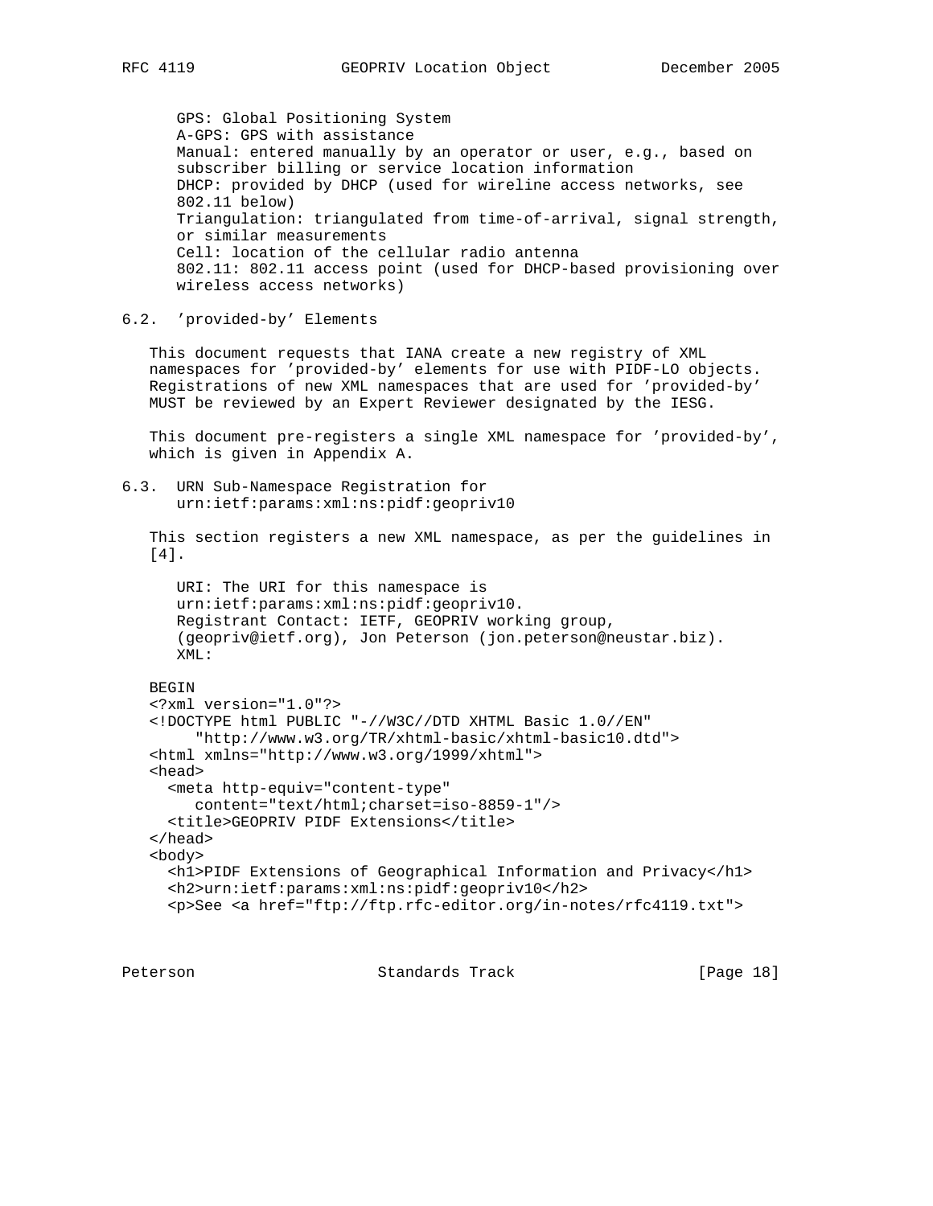GPS: Global Positioning System
A-GPS: GPS with assistance
Manual: entered manually by an operator or user, e.g., based on subscriber billing or service location information
DHCP: provided by DHCP (used for wireline access networks, see 802.11 below)
Triangulation: triangulated from time-of-arrival, signal strength, or similar measurements
Cell: location of the cellular radio antenna
802.11: 802.11 access point (used for DHCP-based provisioning over wireless access networks)

### 6.2. 'provided-by' Elements

This document requests that IANA create a new registry of XML namespaces for 'provided-by' elements for use with PIDF-LO objects. Registrations of new XML namespaces that are used for 'provided-by' MUST be reviewed by an Expert Reviewer designated by the IESG.

This document pre-registers a single XML namespace for 'provided-by', which is given in Appendix A.

### 6.3. URN Sub-Namespace Registration for urn:ietf:params:xml:ns:pidf:geopriv10

This section registers a new XML namespace, as per the guidelines in [4].

URI: The URI for this namespace is urn:ietf:params:xml:ns:pidf:geopriv10.
Registrant Contact: IETF, GEOPRIV working group, (geopriv@ietf.org), Jon Peterson (jon.peterson@neustar.biz).
XML:

```
BEGIN
<?xml version="1.0"?>
<!DOCTYPE html PUBLIC "-//W3C//DTD XHTML Basic 1.0//EN"
     "http://www.w3.org/TR/xhtml-basic/xhtml-basic10.dtd">
<html xmlns="http://www.w3.org/1999/xhtml">
<head>
  <meta http-equiv="content-type"
     content="text/html;charset=iso-8859-1"/>
  <title>GEOPRIV PIDF Extensions</title>
</head>
<body>
  <h1>PIDF Extensions of Geographical Information and Privacy</h1>
  <h2>urn:ietf:params:xml:ns:pidf:geopriv10</h2>
  <p>See <a href="ftp://ftp.rfc-editor.org/in-notes/rfc4119.txt">
```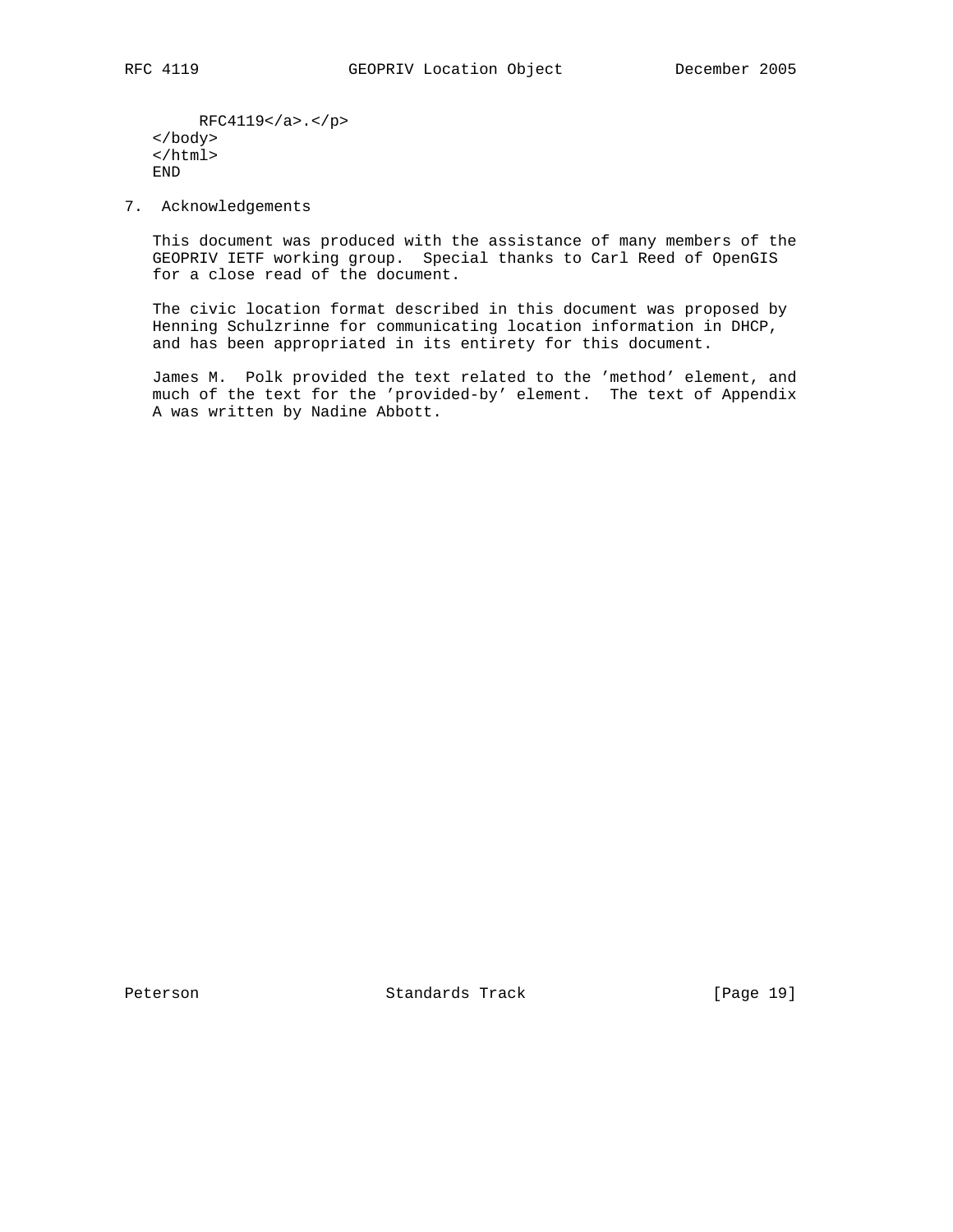```
     RFC4119</a>.</p>
</body>
</html>
END
```

## 7. Acknowledgements

This document was produced with the assistance of many members of the GEOPRIV IETF working group. Special thanks to Carl Reed of OpenGIS for a close read of the document.

The civic location format described in this document was proposed by Henning Schulzrinne for communicating location information in DHCP, and has been appropriated in its entirety for this document.

James M. Polk provided the text related to the 'method' element, and much of the text for the 'provided-by' element. The text of Appendix A was written by Nadine Abbott.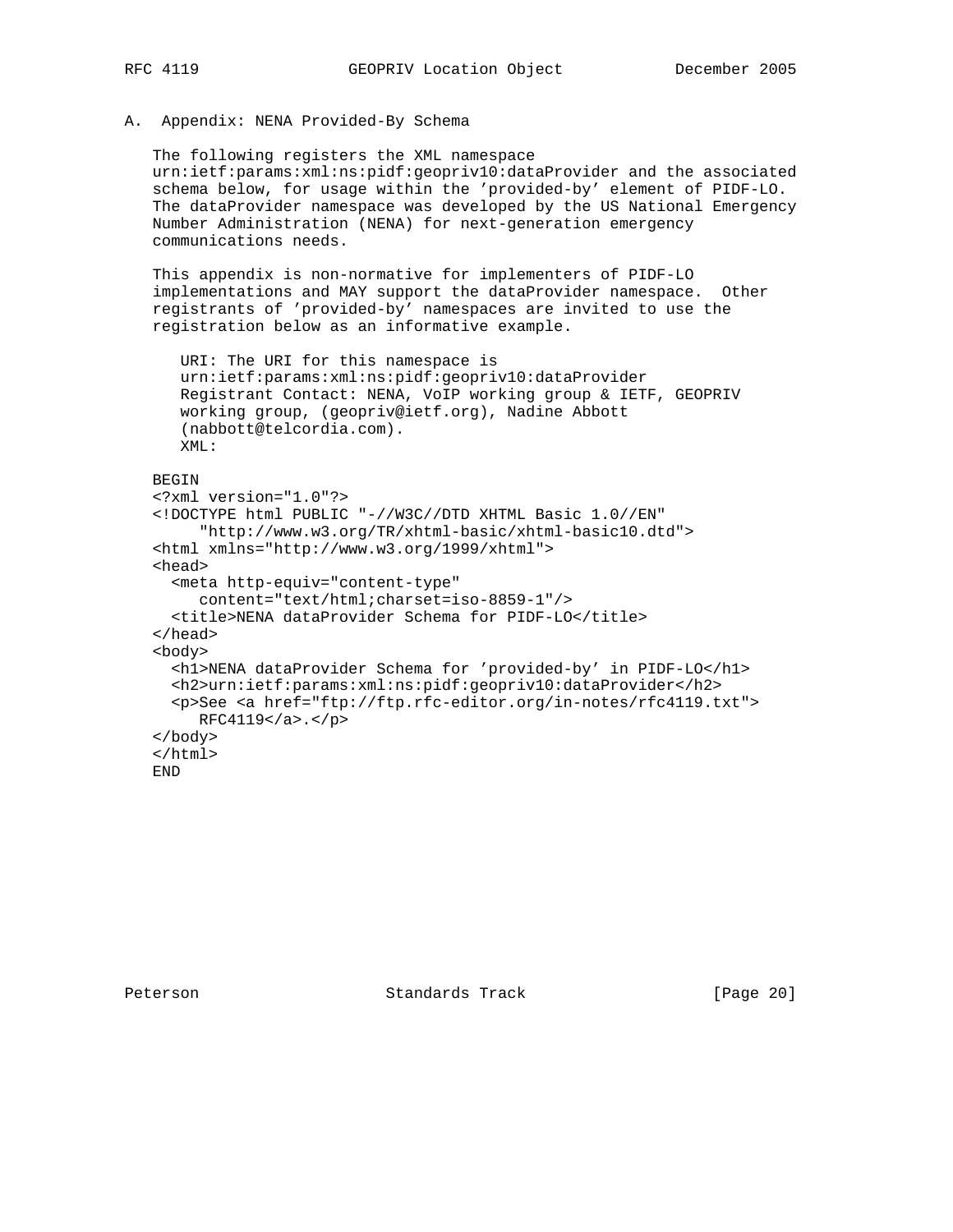## A. Appendix: NENA Provided-By Schema

The following registers the XML namespace urn:ietf:params:xml:ns:pidf:geopriv10:dataProvider and the associated schema below, for usage within the 'provided-by' element of PIDF-LO. The dataProvider namespace was developed by the US National Emergency Number Administration (NENA) for next-generation emergency communications needs.

This appendix is non-normative for implementers of PIDF-LO implementations and MAY support the dataProvider namespace. Other registrants of 'provided-by' namespaces are invited to use the registration below as an informative example.

URI: The URI for this namespace is urn:ietf:params:xml:ns:pidf:geopriv10:dataProvider
Registrant Contact: NENA, VoIP working group & IETF, GEOPRIV working group, (geopriv@ietf.org), Nadine Abbott (nabbott@telcordia.com).
XML:

```
BEGIN
<?xml version="1.0"?>
<!DOCTYPE html PUBLIC "-//W3C//DTD XHTML Basic 1.0//EN"
     "http://www.w3.org/TR/xhtml-basic/xhtml-basic10.dtd">
<html xmlns="http://www.w3.org/1999/xhtml">
<head>
  <meta http-equiv="content-type"
     content="text/html;charset=iso-8859-1"/>
  <title>NENA dataProvider Schema for PIDF-LO</title>
</head>
<body>
  <h1>NENA dataProvider Schema for 'provided-by' in PIDF-LO</h1>
  <h2>urn:ietf:params:xml:ns:pidf:geopriv10:dataProvider</h2>
  <p>See <a href="ftp://ftp.rfc-editor.org/in-notes/rfc4119.txt">
     RFC4119</a>.</p>
</body>
</html>
END
```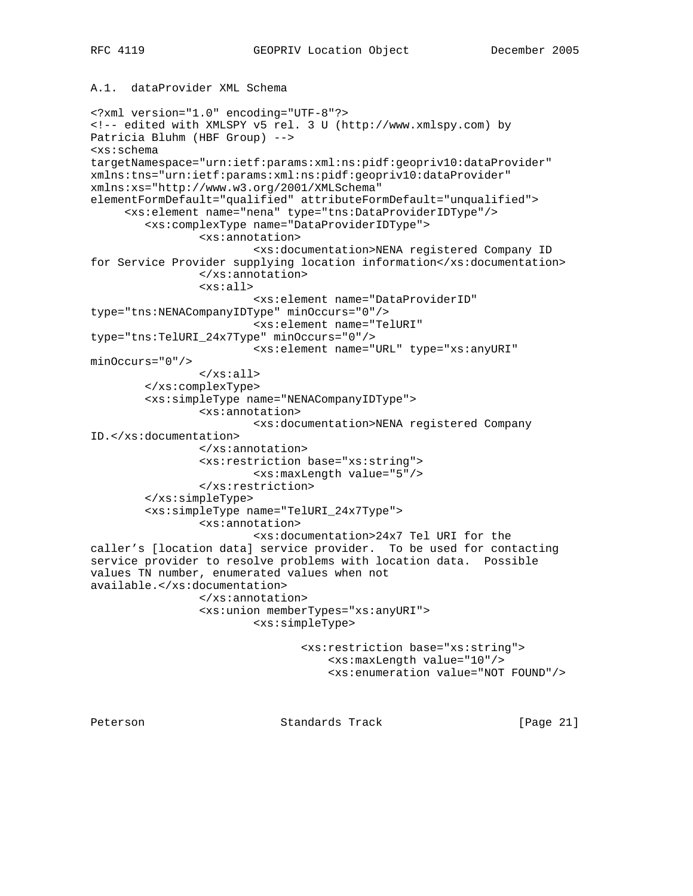A.1. dataProvider XML Schema

```
<?xml version="1.0" encoding="UTF-8"?>
<!-- edited with XMLSPY v5 rel. 3 U (http://www.xmlspy.com) by
Patricia Bluhm (HBF Group) -->
<xs:schema
targetNamespace="urn:ietf:params:xml:ns:pidf:geopriv10:dataProvider"
xmlns:tns="urn:ietf:params:xml:ns:pidf:geopriv10:dataProvider"
xmlns:xs="http://www.w3.org/2001/XMLSchema"
elementFormDefault="qualified" attributeFormDefault="unqualified">
     <xs:element name="nena" type="tns:DataProviderIDType"/>
        <xs:complexType name="DataProviderIDType">
                <xs:annotation>
                        <xs:documentation>NENA registered Company ID
for Service Provider supplying location information</xs:documentation>
                </xs:annotation>
                <xs:all>
                        <xs:element name="DataProviderID"
type="tns:NENACompanyIDType" minOccurs="0"/>
                        <xs:element name="TelURI"
type="tns:TelURI_24x7Type" minOccurs="0"/>
                        <xs:element name="URL" type="xs:anyURI"
minOccurs="0"/>
                </xs:all>
        </xs:complexType>
        <xs:simpleType name="NENACompanyIDType">
                <xs:annotation>
                        <xs:documentation>NENA registered Company
ID.</xs:documentation>
                </xs:annotation>
                <xs:restriction base="xs:string">
                        <xs:maxLength value="5"/>
                </xs:restriction>
        </xs:simpleType>
        <xs:simpleType name="TelURI_24x7Type">
                <xs:annotation>
                        <xs:documentation>24x7 Tel URI for the
caller's [location data] service provider.  To be used for contacting
service provider to resolve problems with location data.  Possible
values TN number, enumerated values when not
available.</xs:documentation>
                </xs:annotation>
                <xs:union memberTypes="xs:anyURI">
                        <xs:simpleType>

                               <xs:restriction base="xs:string">
                                   <xs:maxLength value="10"/>
                                   <xs:enumeration value="NOT FOUND"/>
```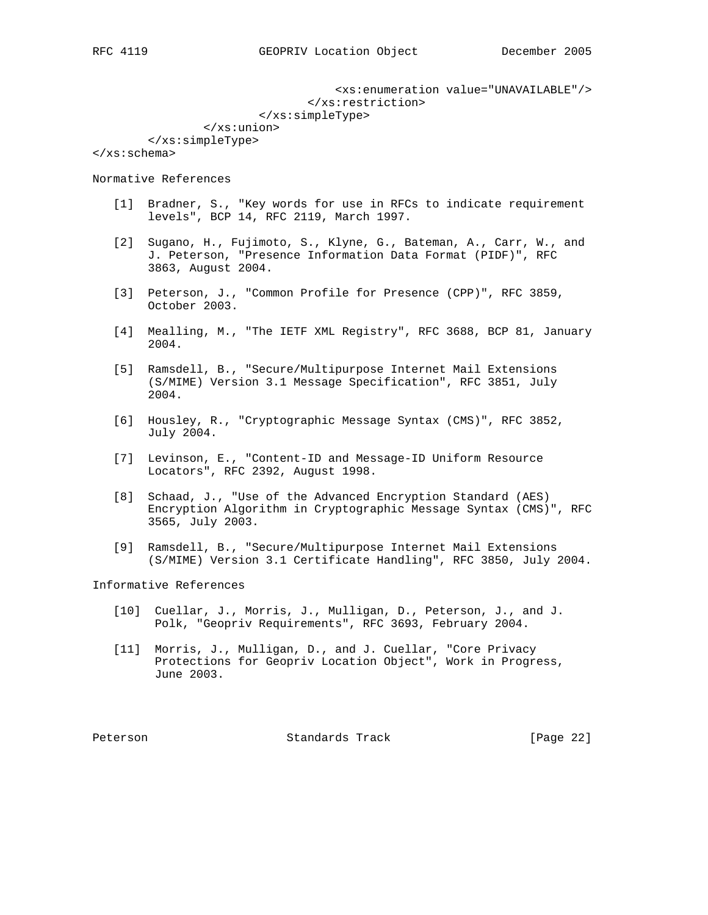```
                                <xs:enumeration value="UNAVAILABLE"/>
                            </xs:restriction>
                        </xs:simpleType>
                </xs:union>
        </xs:simpleType>
</xs:schema>
```

## Normative References

[1] Bradner, S., "Key words for use in RFCs to indicate requirement levels", BCP 14, RFC 2119, March 1997.

[2] Sugano, H., Fujimoto, S., Klyne, G., Bateman, A., Carr, W., and J. Peterson, "Presence Information Data Format (PIDF)", RFC 3863, August 2004.

[3] Peterson, J., "Common Profile for Presence (CPP)", RFC 3859, October 2003.

[4] Mealling, M., "The IETF XML Registry", RFC 3688, BCP 81, January 2004.

[5] Ramsdell, B., "Secure/Multipurpose Internet Mail Extensions (S/MIME) Version 3.1 Message Specification", RFC 3851, July 2004.

[6] Housley, R., "Cryptographic Message Syntax (CMS)", RFC 3852, July 2004.

[7] Levinson, E., "Content-ID and Message-ID Uniform Resource Locators", RFC 2392, August 1998.

[8] Schaad, J., "Use of the Advanced Encryption Standard (AES) Encryption Algorithm in Cryptographic Message Syntax (CMS)", RFC 3565, July 2003.

[9] Ramsdell, B., "Secure/Multipurpose Internet Mail Extensions (S/MIME) Version 3.1 Certificate Handling", RFC 3850, July 2004.

## Informative References

[10] Cuellar, J., Morris, J., Mulligan, D., Peterson, J., and J. Polk, "Geopriv Requirements", RFC 3693, February 2004.

[11] Morris, J., Mulligan, D., and J. Cuellar, "Core Privacy Protections for Geopriv Location Object", Work in Progress, June 2003.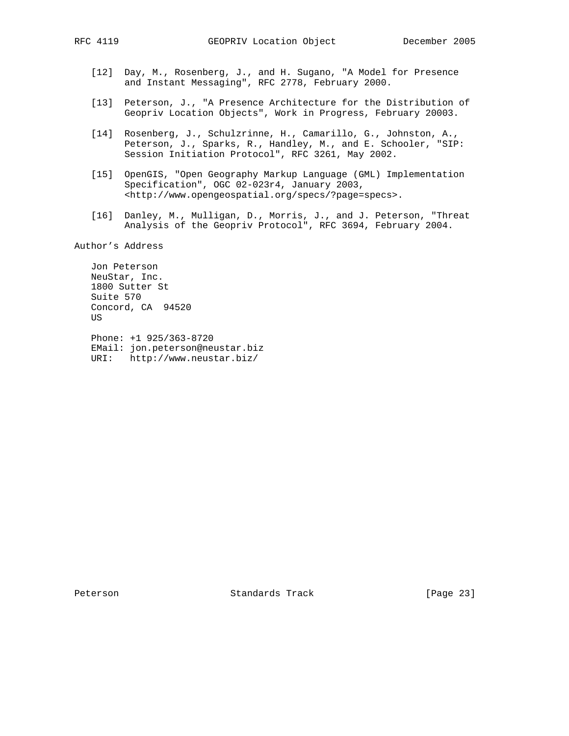[12] Day, M., Rosenberg, J., and H. Sugano, "A Model for Presence and Instant Messaging", RFC 2778, February 2000.

[13] Peterson, J., "A Presence Architecture for the Distribution of Geopriv Location Objects", Work in Progress, February 20003.

[14] Rosenberg, J., Schulzrinne, H., Camarillo, G., Johnston, A., Peterson, J., Sparks, R., Handley, M., and E. Schooler, "SIP: Session Initiation Protocol", RFC 3261, May 2002.

[15] OpenGIS, "Open Geography Markup Language (GML) Implementation Specification", OGC 02-023r4, January 2003, <http://www.opengeospatial.org/specs/?page=specs>.

[16] Danley, M., Mulligan, D., Morris, J., and J. Peterson, "Threat Analysis of the Geopriv Protocol", RFC 3694, February 2004.

## Author's Address

Jon Peterson
NeuStar, Inc.
1800 Sutter St
Suite 570
Concord, CA 94520
US

Phone: +1 925/363-8720
EMail: jon.peterson@neustar.biz
URI: http://www.neustar.biz/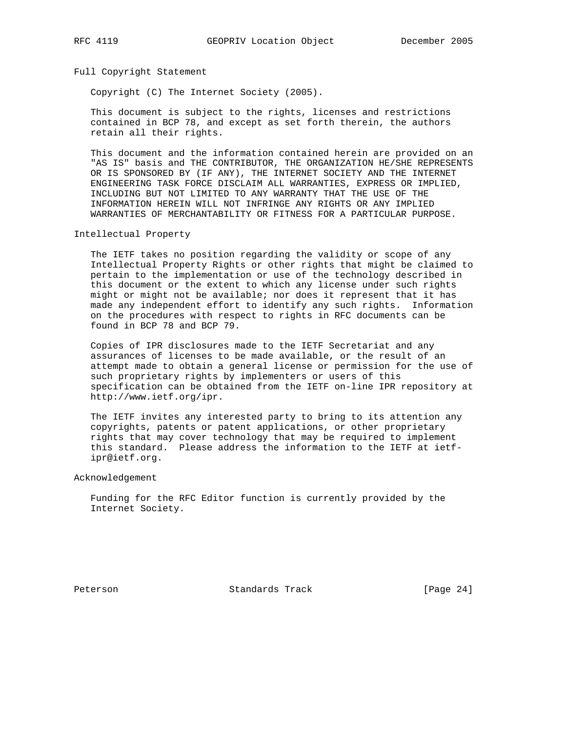## Full Copyright Statement

Copyright (C) The Internet Society (2005).

This document is subject to the rights, licenses and restrictions contained in BCP 78, and except as set forth therein, the authors retain all their rights.

This document and the information contained herein are provided on an "AS IS" basis and THE CONTRIBUTOR, THE ORGANIZATION HE/SHE REPRESENTS OR IS SPONSORED BY (IF ANY), THE INTERNET SOCIETY AND THE INTERNET ENGINEERING TASK FORCE DISCLAIM ALL WARRANTIES, EXPRESS OR IMPLIED, INCLUDING BUT NOT LIMITED TO ANY WARRANTY THAT THE USE OF THE INFORMATION HEREIN WILL NOT INFRINGE ANY RIGHTS OR ANY IMPLIED WARRANTIES OF MERCHANTABILITY OR FITNESS FOR A PARTICULAR PURPOSE.

## Intellectual Property

The IETF takes no position regarding the validity or scope of any Intellectual Property Rights or other rights that might be claimed to pertain to the implementation or use of the technology described in this document or the extent to which any license under such rights might or might not be available; nor does it represent that it has made any independent effort to identify any such rights. Information on the procedures with respect to rights in RFC documents can be found in BCP 78 and BCP 79.

Copies of IPR disclosures made to the IETF Secretariat and any assurances of licenses to be made available, or the result of an attempt made to obtain a general license or permission for the use of such proprietary rights by implementers or users of this specification can be obtained from the IETF on-line IPR repository at http://www.ietf.org/ipr.

The IETF invites any interested party to bring to its attention any copyrights, patents or patent applications, or other proprietary rights that may cover technology that may be required to implement this standard. Please address the information to the IETF at ietf-ipr@ietf.org.

## Acknowledgement

Funding for the RFC Editor function is currently provided by the Internet Society.